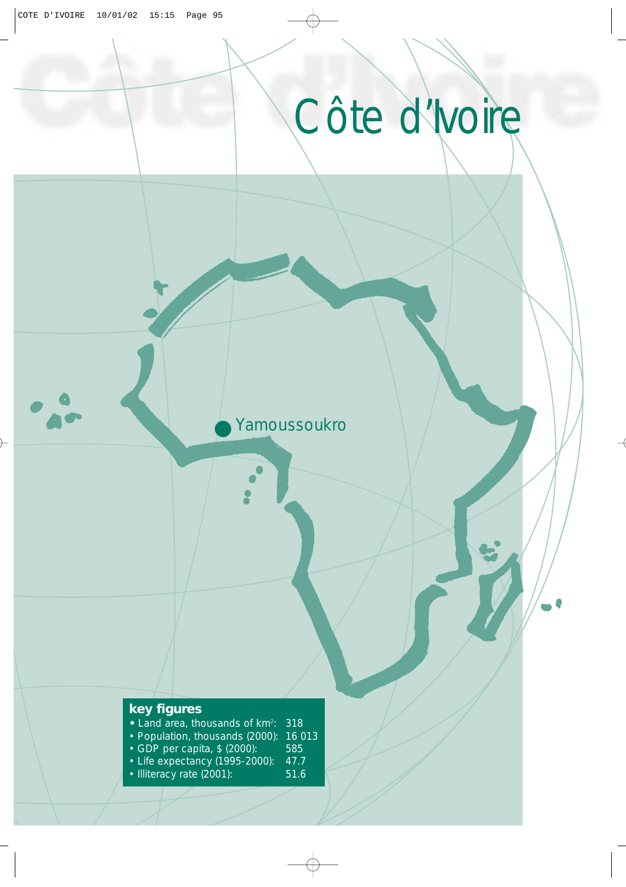# Côte d'Ivoire

Yamoussoukro

## key figures

- Land area, thousands of km²: 318
- Population, thousands (2000): 16 013
- GDP per capita, $ (2000): 585
- Life expectancy (1995-2000): 47.7
- Illiteracy rate (2001): 51.6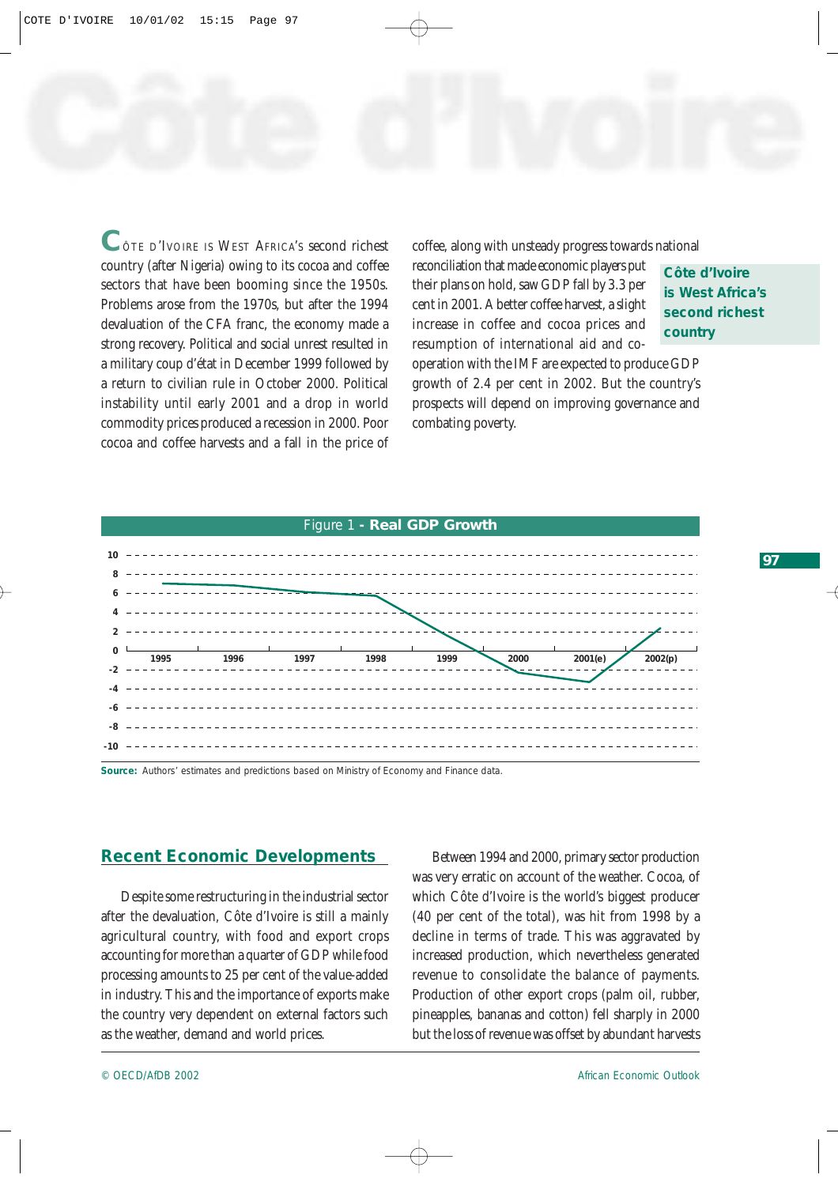# Côte d'Ivoire

CÔTE D'IVOIRE IS WEST AFRICA'S second richest country (after Nigeria) owing to its cocoa and coffee sectors that have been booming since the 1950s. Problems arose from the 1970s, but after the 1994 devaluation of the CFA franc, the economy made a strong recovery. Political and social unrest resulted in a military coup d'état in December 1999 followed by a return to civilian rule in October 2000. Political instability until early 2001 and a drop in world commodity prices produced a recession in 2000. Poor cocoa and coffee harvests and a fall in the price of coffee, along with unsteady progress towards national reconciliation that made economic players put their plans on hold, saw GDP fall by 3.3 per cent in 2001. A better coffee harvest, a slight increase in coffee and cocoa prices and resumption of international aid and co-operation with the IMF are expected to produce GDP growth of 2.4 per cent in 2002. But the country's prospects will depend on improving governance and combating poverty.

**Côte d'Ivoire is West Africa's second richest country**

Figure 1 - **Real GDP Growth**

**Source:** Authors' estimates and predictions based on Ministry of Economy and Finance data.

## Recent Economic Developments

Despite some restructuring in the industrial sector after the devaluation, Côte d'Ivoire is still a mainly agricultural country, with food and export crops accounting for more than a quarter of GDP while food processing amounts to 25 per cent of the value-added in industry. This and the importance of exports make the country very dependent on external factors such as the weather, demand and world prices.

Between 1994 and 2000, primary sector production was very erratic on account of the weather. Cocoa, of which Côte d'Ivoire is the world's biggest producer (40 per cent of the total), was hit from 1998 by a decline in terms of trade. This was aggravated by increased production, which nevertheless generated revenue to consolidate the balance of payments. Production of other export crops (palm oil, rubber, pineapples, bananas and cotton) fell sharply in 2000 but the loss of revenue was offset by abundant harvests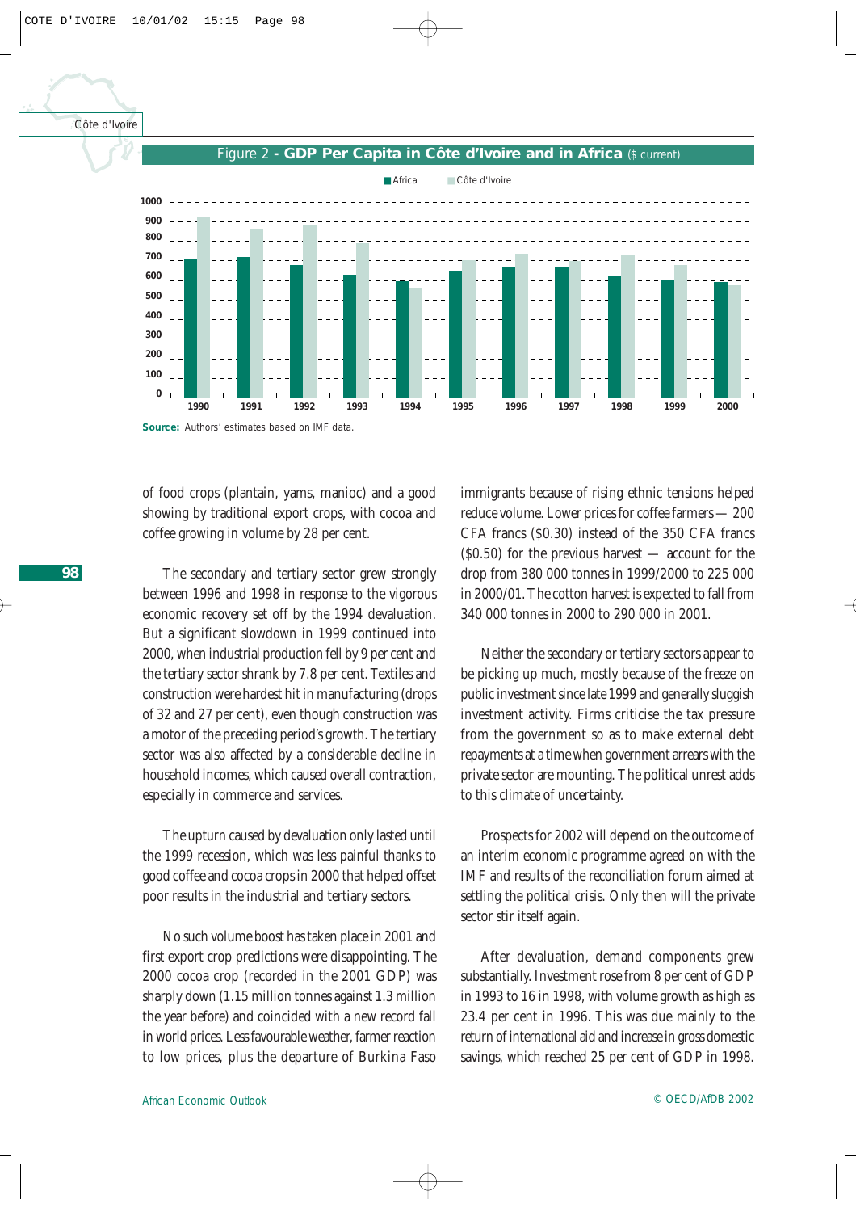Figure 2 - **GDP Per Capita in Côte d'Ivoire and in Africa** ($ current)

**Source:** Authors' estimates based on IMF data.

of food crops (plantain, yams, manioc) and a good showing by traditional export crops, with cocoa and coffee growing in volume by 28 per cent.

The secondary and tertiary sector grew strongly between 1996 and 1998 in response to the vigorous economic recovery set off by the 1994 devaluation. But a significant slowdown in 1999 continued into 2000, when industrial production fell by 9 per cent and the tertiary sector shrank by 7.8 per cent. Textiles and construction were hardest hit in manufacturing (drops of 32 and 27 per cent), even though construction was a motor of the preceding period's growth. The tertiary sector was also affected by a considerable decline in household incomes, which caused overall contraction, especially in commerce and services.

The upturn caused by devaluation only lasted until the 1999 recession, which was less painful thanks to good coffee and cocoa crops in 2000 that helped offset poor results in the industrial and tertiary sectors.

No such volume boost has taken place in 2001 and first export crop predictions were disappointing. The 2000 cocoa crop (recorded in the 2001 GDP) was sharply down (1.15 million tonnes against 1.3 million the year before) and coincided with a new record fall in world prices. Less favourable weather, farmer reaction to low prices, plus the departure of Burkina Faso immigrants because of rising ethnic tensions helped reduce volume. Lower prices for coffee farmers — 200 CFA francs ($0.30) instead of the 350 CFA francs ($0.50) for the previous harvest — account for the drop from 380 000 tonnes in 1999/2000 to 225 000 in 2000/01. The cotton harvest is expected to fall from 340 000 tonnes in 2000 to 290 000 in 2001.

Neither the secondary or tertiary sectors appear to be picking up much, mostly because of the freeze on public investment since late 1999 and generally sluggish investment activity. Firms criticise the tax pressure from the government so as to make external debt repayments at a time when government arrears with the private sector are mounting. The political unrest adds to this climate of uncertainty.

Prospects for 2002 will depend on the outcome of an interim economic programme agreed on with the IMF and results of the reconciliation forum aimed at settling the political crisis. Only then will the private sector stir itself again.

After devaluation, demand components grew substantially. Investment rose from 8 per cent of GDP in 1993 to 16 in 1998, with volume growth as high as 23.4 per cent in 1996. This was due mainly to the return of international aid and increase in gross domestic savings, which reached 25 per cent of GDP in 1998.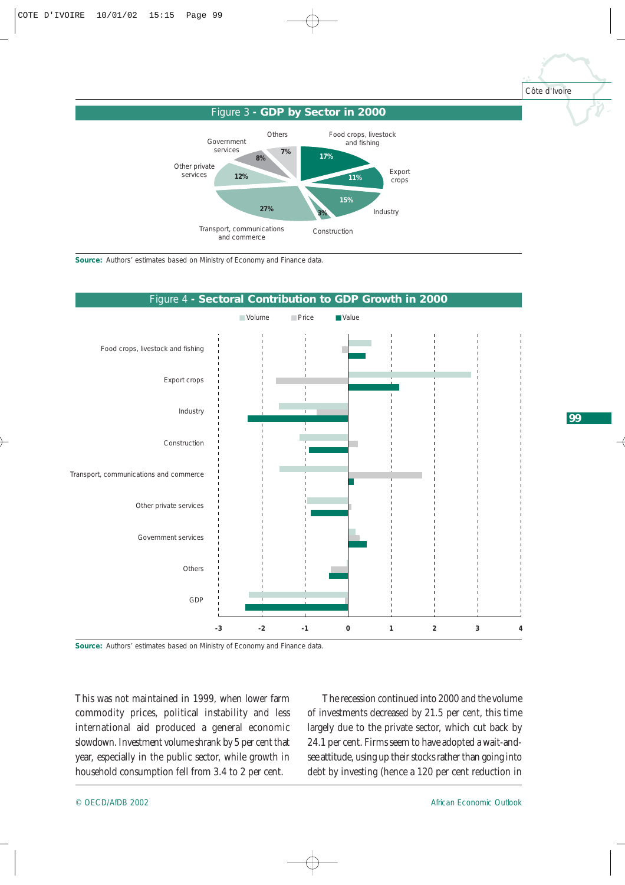Figure 3 - **GDP by Sector in 2000**

Food crops, livestock and fishing 17%
Export crops 11%
Industry 15%
Construction 3%
Transport, communications and commerce 27%
Other private services 12%
Government services 8%
Others 7%

**Source:** Authors' estimates based on Ministry of Economy and Finance data.

Figure 4 - **Sectoral Contribution to GDP Growth in 2000**

Volume | Price | Value

Food crops, livestock and fishing
Export crops
Industry
Construction
Transport, communications and commerce
Other private services
Government services
Others
GDP

-3 -2 -1 0 1 2 3 4

**Source:** Authors' estimates based on Ministry of Economy and Finance data.

This was not maintained in 1999, when lower farm commodity prices, political instability and less international aid produced a general economic slowdown. Investment volume shrank by 5 per cent that year, especially in the public sector, while growth in household consumption fell from 3.4 to 2 per cent.

The recession continued into 2000 and the volume of investments decreased by 21.5 per cent, this time largely due to the private sector, which cut back by 24.1 per cent. Firms seem to have adopted a wait-and-see attitude, using up their stocks rather than going into debt by investing (hence a 120 per cent reduction in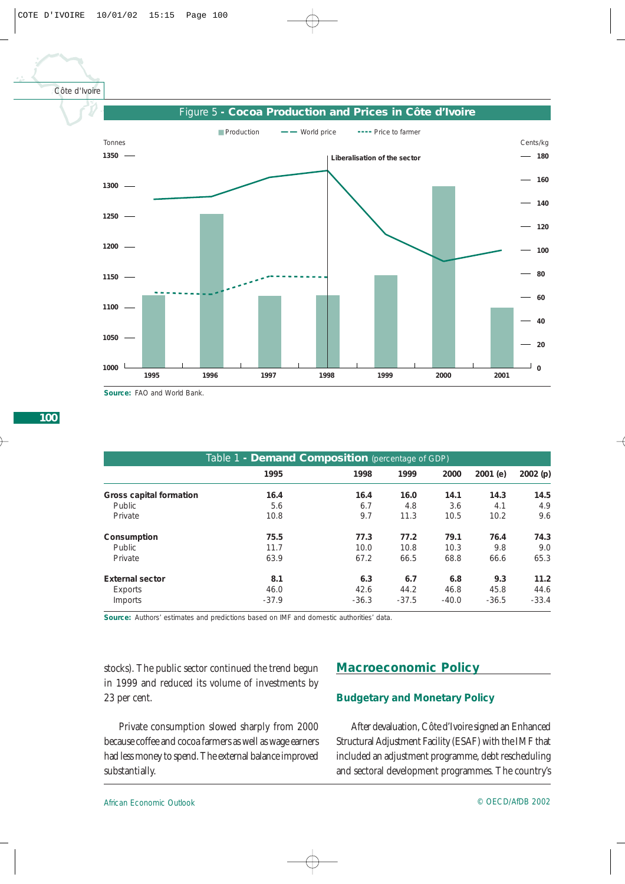Figure 5 - **Cocoa Production and Prices in Côte d'Ivoire**

Source: FAO and World Bank.

| Table 1 - **Demand Composition** (percentage of GDP) | 1995 | 1998 | 1999 | 2000 | 2001 (e) | 2002 (p) |
|---|---|---|---|---|---|---|
| **Gross capital formation** | **16.4** | **16.4** | **16.0** | **14.1** | **14.3** | **14.5** |
| Public | 5.6 | 6.7 | 4.8 | 3.6 | 4.1 | 4.9 |
| Private | 10.8 | 9.7 | 11.3 | 10.5 | 10.2 | 9.6 |
| **Consumption** | **75.5** | **77.3** | **77.2** | **79.1** | **76.4** | **74.3** |
| Public | 11.7 | 10.0 | 10.8 | 10.3 | 9.8 | 9.0 |
| Private | 63.9 | 67.2 | 66.5 | 68.8 | 66.6 | 65.3 |
| **External sector** | **8.1** | **6.3** | **6.7** | **6.8** | **9.3** | **11.2** |
| Exports | 46.0 | 42.6 | 44.2 | 46.8 | 45.8 | 44.6 |
| Imports | -37.9 | -36.3 | -37.5 | -40.0 | -36.5 | -33.4 |

**Source:** Authors' estimates and predictions based on IMF and domestic authorities' data.

stocks). The public sector continued the trend begun in 1999 and reduced its volume of investments by 23 per cent.

Private consumption slowed sharply from 2000 because coffee and cocoa farmers as well as wage earners had less money to spend. The external balance improved substantially.

## Macroeconomic Policy

### Budgetary and Monetary Policy

After devaluation, Côte d'Ivoire signed an Enhanced Structural Adjustment Facility (ESAF) with the IMF that included an adjustment programme, debt rescheduling and sectoral development programmes. The country's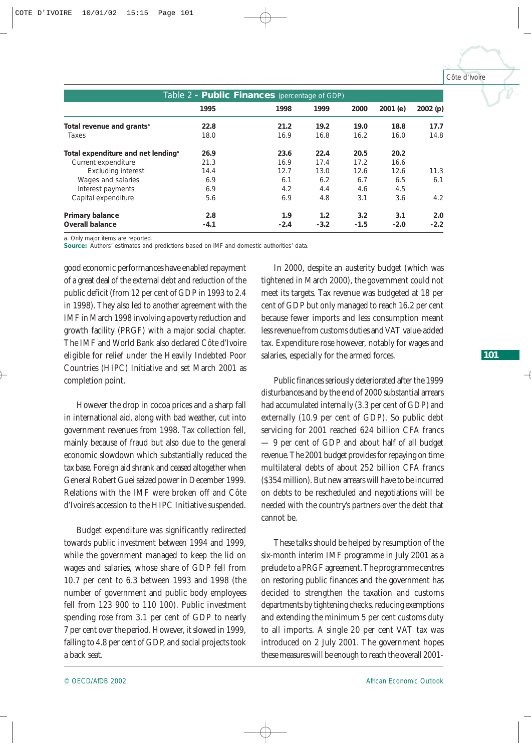Table 2 - **Public Finances** (percentage of GDP)

| | 1995 | 1998 | 1999 | 2000 | 2001 (e) | 2002 (p) |
|---|---|---|---|---|---|---|
| **Total revenue and grants**[a] | **22.8** | **21.2** | **19.2** | **19.0** | **18.8** | **17.7** |
| Taxes | 18.0 | 16.9 | 16.8 | 16.2 | 16.0 | 14.8 |
| **Total expenditure and net lending**[a] | **26.9** | **23.6** | **22.4** | **20.5** | **20.2** | |
| Current expenditure | 21.3 | 16.9 | 17.4 | 17.2 | 16.6 | |
| Excluding interest | 14.4 | 12.7 | 13.0 | 12.6 | 12.6 | 11.3 |
| Wages and salaries | 6.9 | 6.1 | 6.2 | 6.7 | 6.5 | 6.1 |
| Interest payments | 6.9 | 4.2 | 4.4 | 4.6 | 4.5 | |
| Capital expenditure | 5.6 | 6.9 | 4.8 | 3.1 | 3.6 | 4.2 |
| **Primary balance** | **2.8** | **1.9** | **1.2** | **3.2** | **3.1** | **2.0** |
| **Overall balance** | **-4.1** | **-2.4** | **-3.2** | **-1.5** | **-2.0** | **-2.2** |

a. Only major items are reported.
**Source:** Authors' estimates and predictions based on IMF and domestic authorities' data.

good economic performances have enabled repayment of a great deal of the external debt and reduction of the public deficit (from 12 per cent of GDP in 1993 to 2.4 in 1998). They also led to another agreement with the IMF in March 1998 involving a poverty reduction and growth facility (PRGF) with a major social chapter. The IMF and World Bank also declared Côte d'Ivoire eligible for relief under the Heavily Indebted Poor Countries (HIPC) Initiative and set March 2001 as completion point.

However the drop in cocoa prices and a sharp fall in international aid, along with bad weather, cut into government revenues from 1998. Tax collection fell, mainly because of fraud but also due to the general economic slowdown which substantially reduced the tax base. Foreign aid shrank and ceased altogether when General Robert Gueï seized power in December 1999. Relations with the IMF were broken off and Côte d'Ivoire's accession to the HIPC Initiative suspended.

Budget expenditure was significantly redirected towards public investment between 1994 and 1999, while the government managed to keep the lid on wages and salaries, whose share of GDP fell from 10.7 per cent to 6.3 between 1993 and 1998 (the number of government and public body employees fell from 123 900 to 110 100). Public investment spending rose from 3.1 per cent of GDP to nearly 7 per cent over the period. However, it slowed in 1999, falling to 4.8 per cent of GDP, and social projects took a back seat.

In 2000, despite an austerity budget (which was tightened in March 2000), the government could not meet its targets. Tax revenue was budgeted at 18 per cent of GDP but only managed to reach 16.2 per cent because fewer imports and less consumption meant less revenue from customs duties and VAT value-added tax. Expenditure rose however, notably for wages and salaries, especially for the armed forces.

Public finances seriously deteriorated after the 1999 disturbances and by the end of 2000 substantial arrears had accumulated internally (3.3 per cent of GDP) and externally (10.9 per cent of GDP). So public debt servicing for 2001 reached 624 billion CFA francs — 9 per cent of GDP and about half of all budget revenue. The 2001 budget provides for repaying on time multilateral debts of about 252 billion CFA francs ($354 million). But new arrears will have to be incurred on debts to be rescheduled and negotiations will be needed with the country's partners over the debt that cannot be.

These talks should be helped by resumption of the six-month interim IMF programme in July 2001 as a prelude to a PRGF agreement. The programme centres on restoring public finances and the government has decided to strengthen the taxation and customs departments by tightening checks, reducing exemptions and extending the minimum 5 per cent customs duty to all imports. A single 20 per cent VAT tax was introduced on 2 July 2001. The government hopes these measures will be enough to reach the overall 2001-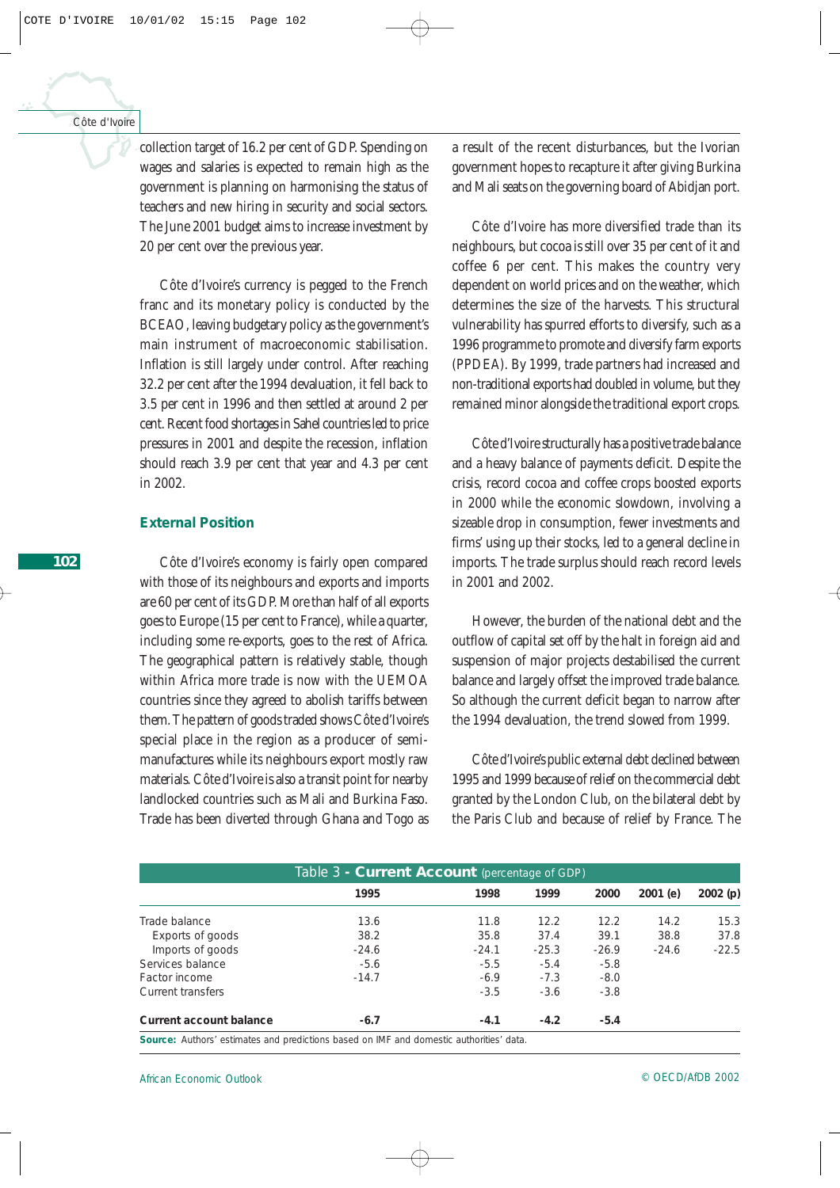collection target of 16.2 per cent of GDP. Spending on wages and salaries is expected to remain high as the government is planning on harmonising the status of teachers and new hiring in security and social sectors. The June 2001 budget aims to increase investment by 20 per cent over the previous year.

Côte d'Ivoire's currency is pegged to the French franc and its monetary policy is conducted by the BCEAO, leaving budgetary policy as the government's main instrument of macroeconomic stabilisation. Inflation is still largely under control. After reaching 32.2 per cent after the 1994 devaluation, it fell back to 3.5 per cent in 1996 and then settled at around 2 per cent. Recent food shortages in Sahel countries led to price pressures in 2001 and despite the recession, inflation should reach 3.9 per cent that year and 4.3 per cent in 2002.

## External Position

Côte d'Ivoire's economy is fairly open compared with those of its neighbours and exports and imports are 60 per cent of its GDP. More than half of all exports goes to Europe (15 per cent to France), while a quarter, including some re-exports, goes to the rest of Africa. The geographical pattern is relatively stable, though within Africa more trade is now with the UEMOA countries since they agreed to abolish tariffs between them. The pattern of goods traded shows Côte d'Ivoire's special place in the region as a producer of semi-manufactures while its neighbours export mostly raw materials. Côte d'Ivoire is also a transit point for nearby landlocked countries such as Mali and Burkina Faso. Trade has been diverted through Ghana and Togo as a result of the recent disturbances, but the Ivorian government hopes to recapture it after giving Burkina and Mali seats on the governing board of Abidjan port.

Côte d'Ivoire has more diversified trade than its neighbours, but cocoa is still over 35 per cent of it and coffee 6 per cent. This makes the country very dependent on world prices and on the weather, which determines the size of the harvests. This structural vulnerability has spurred efforts to diversify, such as a 1996 programme to promote and diversify farm exports (PPDEA). By 1999, trade partners had increased and non-traditional exports had doubled in volume, but they remained minor alongside the traditional export crops.

Côte d'Ivoire structurally has a positive trade balance and a heavy balance of payments deficit. Despite the crisis, record cocoa and coffee crops boosted exports in 2000 while the economic slowdown, involving a sizeable drop in consumption, fewer investments and firms' using up their stocks, led to a general decline in imports. The trade surplus should reach record levels in 2001 and 2002.

However, the burden of the national debt and the outflow of capital set off by the halt in foreign aid and suspension of major projects destabilised the current balance and largely offset the improved trade balance. So although the current deficit began to narrow after the 1994 devaluation, the trend slowed from 1999.

Côte d'Ivoire's public external debt declined between 1995 and 1999 because of relief on the commercial debt granted by the London Club, on the bilateral debt by the Paris Club and because of relief by France. The

Table 3 - **Current Account** (percentage of GDP)

| | 1995 | 1998 | 1999 | 2000 | 2001 (e) | 2002 (p) |
|---|---|---|---|---|---|---|
| Trade balance | 13.6 | 11.8 | 12.2 | 12.2 | 14.2 | 15.3 |
| Exports of goods | 38.2 | 35.8 | 37.4 | 39.1 | 38.8 | 37.8 |
| Imports of goods | -24.6 | -24.1 | -25.3 | -26.9 | -24.6 | -22.5 |
| Services balance | -5.6 | -5.5 | -5.4 | -5.8 | | |
| Factor income | -14.7 | -6.9 | -7.3 | -8.0 | | |
| Current transfers | | -3.5 | -3.6 | -3.8 | | |
| **Current account balance** | **-6.7** | **-4.1** | **-4.2** | **-5.4** | | |

**Source:** Authors' estimates and predictions based on IMF and domestic authorities' data.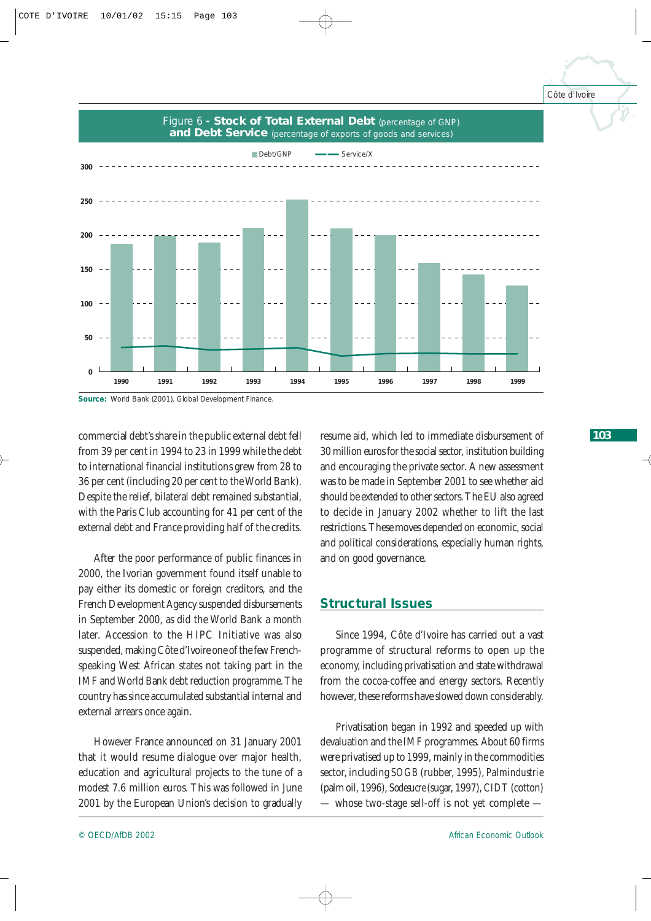Figure 6 - **Stock of Total External Debt** (percentage of GNP) **and Debt Service** (percentage of exports of goods and services)

**Source:** World Bank (2001), Global Development Finance.

commercial debt's share in the public external debt fell from 39 per cent in 1994 to 23 in 1999 while the debt to international financial institutions grew from 28 to 36 per cent (including 20 per cent to the World Bank). Despite the relief, bilateral debt remained substantial, with the Paris Club accounting for 41 per cent of the external debt and France providing half of the credits.

After the poor performance of public finances in 2000, the Ivorian government found itself unable to pay either its domestic or foreign creditors, and the French Development Agency suspended disbursements in September 2000, as did the World Bank a month later. Accession to the HIPC Initiative was also suspended, making Côte d'Ivoire one of the few French-speaking West African states not taking part in the IMF and World Bank debt reduction programme. The country has since accumulated substantial internal and external arrears once again.

However France announced on 31 January 2001 that it would resume dialogue over major health, education and agricultural projects to the tune of a modest 7.6 million euros. This was followed in June 2001 by the European Union's decision to gradually resume aid, which led to immediate disbursement of 30 million euros for the social sector, institution building and encouraging the private sector. A new assessment was to be made in September 2001 to see whether aid should be extended to other sectors. The EU also agreed to decide in January 2002 whether to lift the last restrictions. These moves depended on economic, social and political considerations, especially human rights, and on good governance.

## Structural Issues

Since 1994, Côte d'Ivoire has carried out a vast programme of structural reforms to open up the economy, including privatisation and state withdrawal from the cocoa-coffee and energy sectors. Recently however, these reforms have slowed down considerably.

Privatisation began in 1992 and speeded up with devaluation and the IMF programmes. About 60 firms were privatised up to 1999, mainly in the commodities sector, including SOGB (rubber, 1995), Palmindustrie (palm oil, 1996), Sodesucre (sugar, 1997), CIDT (cotton) — whose two-stage sell-off is not yet complete —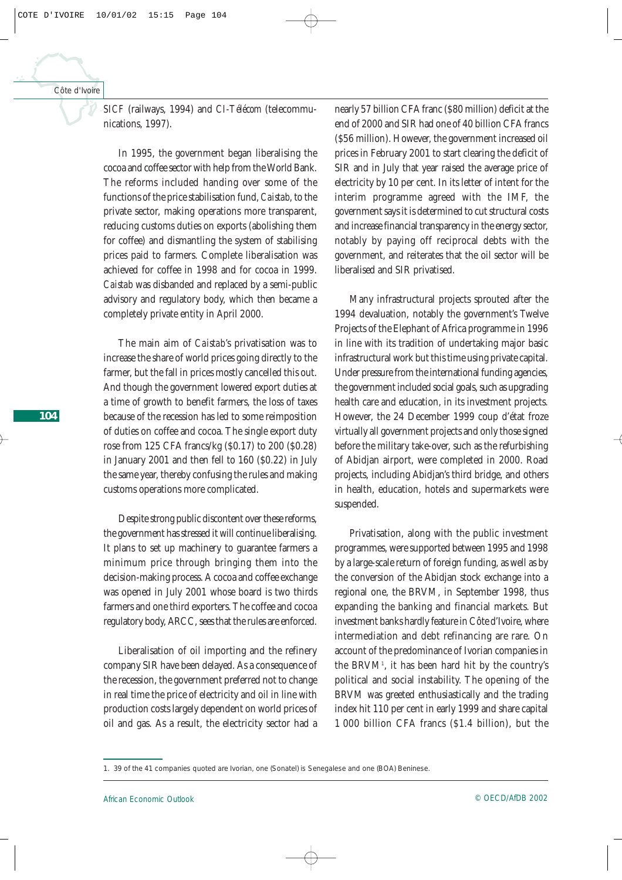*SICF* (railways, 1994) and *CI-Télécom* (telecommunications, 1997).

In 1995, the government began liberalising the cocoa and coffee sector with help from the World Bank. The reforms included handing over some of the functions of the price stabilisation fund, *Caistab*, to the private sector, making operations more transparent, reducing customs duties on exports (abolishing them for coffee) and dismantling the system of stabilising prices paid to farmers. Complete liberalisation was achieved for coffee in 1998 and for cocoa in 1999. *Caistab* was disbanded and replaced by a semi-public advisory and regulatory body, which then became a completely private entity in April 2000.

The main aim of *Caistab*'s privatisation was to increase the share of world prices going directly to the farmer, but the fall in prices mostly cancelled this out. And though the government lowered export duties at a time of growth to benefit farmers, the loss of taxes because of the recession has led to some reimposition of duties on coffee and cocoa. The single export duty rose from 125 CFA francs/kg ($0.17) to 200 ($0.28) in January 2001 and then fell to 160 ($0.22) in July the same year, thereby confusing the rules and making customs operations more complicated.

Despite strong public discontent over these reforms, the government has stressed it will continue liberalising. It plans to set up machinery to guarantee farmers a minimum price through bringing them into the decision-making process. A cocoa and coffee exchange was opened in July 2001 whose board is two thirds farmers and one third exporters. The coffee and cocoa regulatory body, ARCC, sees that the rules are enforced.

Liberalisation of oil importing and the refinery company SIR have been delayed. As a consequence of the recession, the government preferred not to change in real time the price of electricity and oil in line with production costs largely dependent on world prices of oil and gas. As a result, the electricity sector had a nearly 57 billion CFA franc ($80 million) deficit at the end of 2000 and SIR had one of 40 billion CFA francs ($56 million). However, the government increased oil prices in February 2001 to start clearing the deficit of SIR and in July that year raised the average price of electricity by 10 per cent. In its letter of intent for the interim programme agreed with the IMF, the government says it is determined to cut structural costs and increase financial transparency in the energy sector, notably by paying off reciprocal debts with the government, and reiterates that the oil sector will be liberalised and SIR privatised.

Many infrastructural projects sprouted after the 1994 devaluation, notably the government's Twelve Projects of the Elephant of Africa programme in 1996 in line with its tradition of undertaking major basic infrastructural work but this time using private capital. Under pressure from the international funding agencies, the government included social goals, such as upgrading health care and education, in its investment projects. However, the 24 December 1999 coup d'état froze virtually all government projects and only those signed before the military take-over, such as the refurbishing of Abidjan airport, were completed in 2000. Road projects, including Abidjan's third bridge, and others in health, education, hotels and supermarkets were suspended.

Privatisation, along with the public investment programmes, were supported between 1995 and 1998 by a large-scale return of foreign funding, as well as by the conversion of the Abidjan stock exchange into a regional one, the BRVM, in September 1998, thus expanding the banking and financial markets. But investment banks hardly feature in Côte d'Ivoire, where intermediation and debt refinancing are rare. On account of the predominance of Ivorian companies in the BRVM[1], it has been hard hit by the country's political and social instability. The opening of the BRVM was greeted enthusiastically and the trading index hit 110 per cent in early 1999 and share capital 1 000 billion CFA francs ($1.4 billion), but the

1. 39 of the 41 companies quoted are Ivorian, one (Sonatel) is Senegalese and one (BOA) Beninese.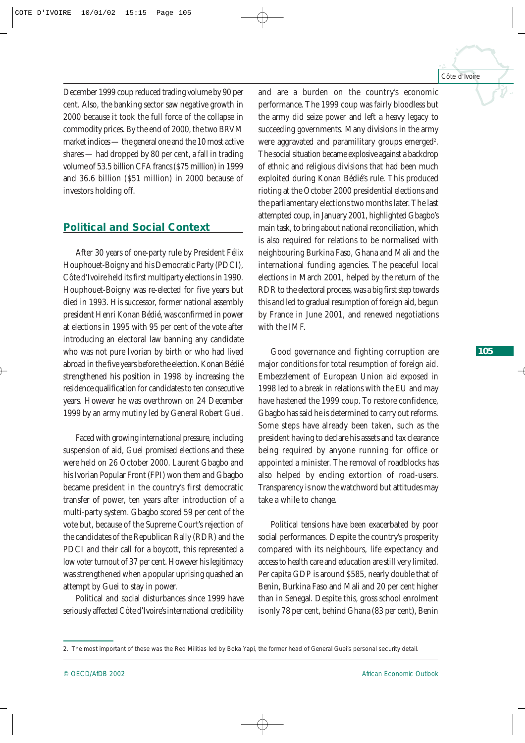December 1999 coup reduced trading volume by 90 per cent. Also, the banking sector saw negative growth in 2000 because it took the full force of the collapse in commodity prices. By the end of 2000, the two BRVM market indices — the general one and the 10 most active shares — had dropped by 80 per cent, a fall in trading volume of 53.5 billion CFA francs ($75 million) in 1999 and 36.6 billion ($51 million) in 2000 because of investors holding off.

## Political and Social Context

After 30 years of one-party rule by President Félix Houphouet-Boigny and his Democratic Party (PDCI), Côte d'Ivoire held its first multiparty elections in 1990. Houphouet-Boigny was re-elected for five years but died in 1993. His successor, former national assembly president Henri Konan Bédié, was confirmed in power at elections in 1995 with 95 per cent of the vote after introducing an electoral law banning any candidate who was not pure Ivorian by birth or who had lived abroad in the five years before the election. Konan Bédié strengthened his position in 1998 by increasing the residence qualification for candidates to ten consecutive years. However he was overthrown on 24 December 1999 by an army mutiny led by General Robert Guei.

Faced with growing international pressure, including suspension of aid, Guei promised elections and these were held on 26 October 2000. Laurent Gbagbo and his Ivorian Popular Front (FPI) won them and Gbagbo became president in the country's first democratic transfer of power, ten years after introduction of a multi-party system. Gbagbo scored 59 per cent of the vote but, because of the Supreme Court's rejection of the candidates of the Republican Rally (RDR) and the PDCI and their call for a boycott, this represented a low voter turnout of 37 per cent. However his legitimacy was strengthened when a popular uprising quashed an attempt by Guei to stay in power.

Political and social disturbances since 1999 have seriously affected Côte d'Ivoire's international credibility and are a burden on the country's economic performance. The 1999 coup was fairly bloodless but the army did seize power and left a heavy legacy to succeeding governments. Many divisions in the army were aggravated and paramilitary groups emerged[2]. The social situation became explosive against a backdrop of ethnic and religious divisions that had been much exploited during Konan Bédié's rule. This produced rioting at the October 2000 presidential elections and the parliamentary elections two months later. The last attempted coup, in January 2001, highlighted Gbagbo's main task, to bring about national reconciliation, which is also required for relations to be normalised with neighbouring Burkina Faso, Ghana and Mali and the international funding agencies. The peaceful local elections in March 2001, helped by the return of the RDR to the electoral process, was a big first step towards this and led to gradual resumption of foreign aid, begun by France in June 2001, and renewed negotiations with the IMF.

Good governance and fighting corruption are major conditions for total resumption of foreign aid. Embezzlement of European Union aid exposed in 1998 led to a break in relations with the EU and may have hastened the 1999 coup. To restore confidence, Gbagbo has said he is determined to carry out reforms. Some steps have already been taken, such as the president having to declare his assets and tax clearance being required by anyone running for office or appointed a minister. The removal of roadblocks has also helped by ending extortion of road-users. Transparency is now the watchword but attitudes may take a while to change.

Political tensions have been exacerbated by poor social performances. Despite the country's prosperity compared with its neighbours, life expectancy and access to health care and education are still very limited. Per capita GDP is around $585, nearly double that of Benin, Burkina Faso and Mali and 20 per cent higher than in Senegal. Despite this, gross school enrolment is only 78 per cent, behind Ghana (83 per cent), Benin

2. The most important of these was the Red Militias led by Boka Yapi, the former head of General Guei's personal security detail.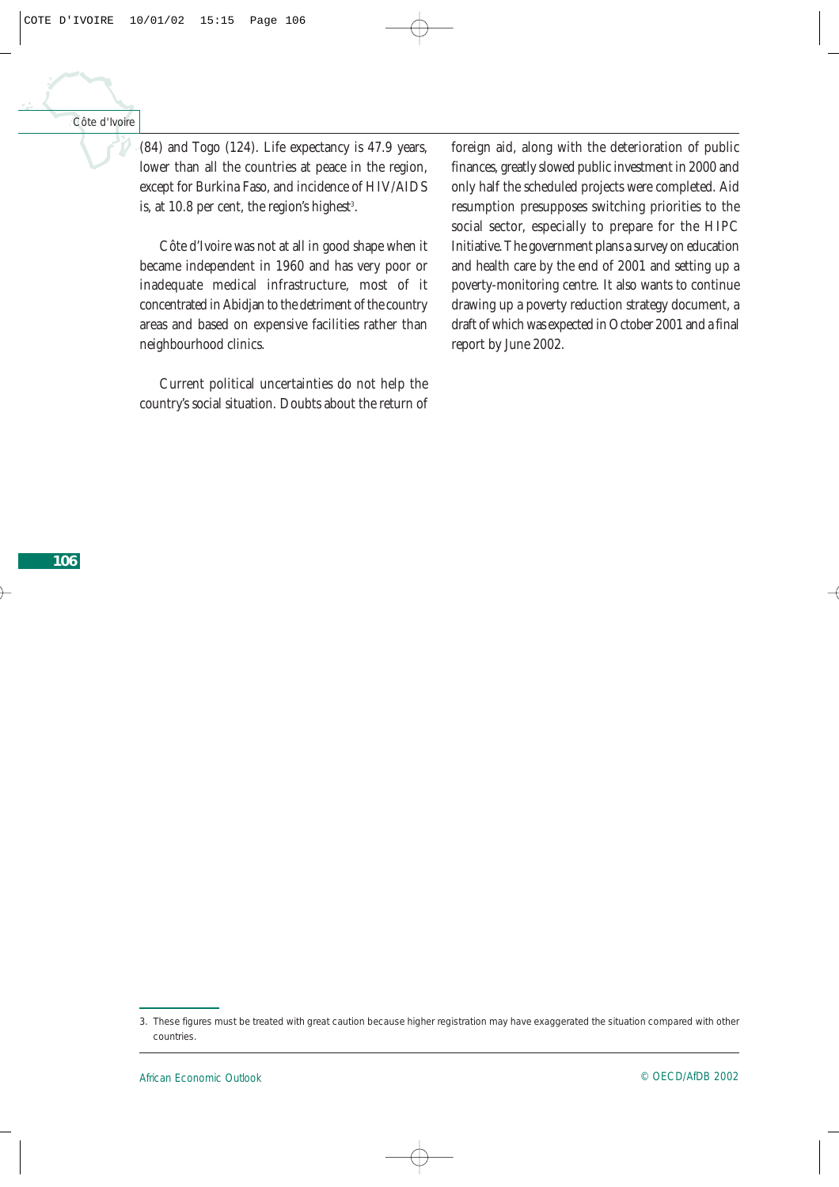(84) and Togo (124). Life expectancy is 47.9 years, lower than all the countries at peace in the region, except for Burkina Faso, and incidence of HIV/AIDS is, at 10.8 per cent, the region's highest[3].

Côte d'Ivoire was not at all in good shape when it became independent in 1960 and has very poor or inadequate medical infrastructure, most of it concentrated in Abidjan to the detriment of the country areas and based on expensive facilities rather than neighbourhood clinics.

Current political uncertainties do not help the country's social situation. Doubts about the return of foreign aid, along with the deterioration of public finances, greatly slowed public investment in 2000 and only half the scheduled projects were completed. Aid resumption presupposes switching priorities to the social sector, especially to prepare for the HIPC Initiative. The government plans a survey on education and health care by the end of 2001 and setting up a poverty-monitoring centre. It also wants to continue drawing up a poverty reduction strategy document, a draft of which was expected in October 2001 and a final report by June 2002.

3. These figures must be treated with great caution because higher registration may have exaggerated the situation compared with other countries.